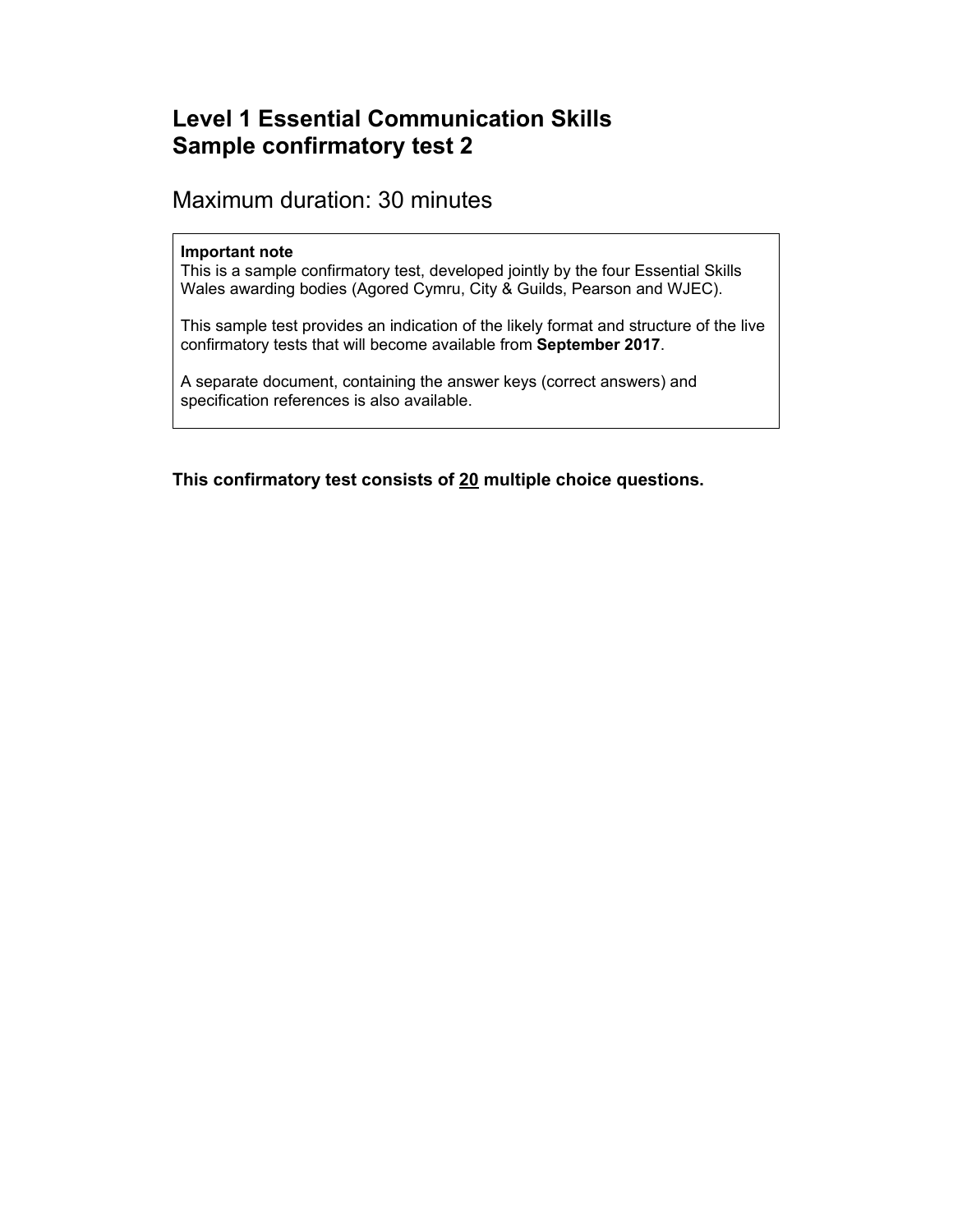# Level 1 Essential Communication Skills
# Sample confirmatory test 2

## Maximum duration: 30 minutes

**Important note**
This is a sample confirmatory test, developed jointly by the four Essential Skills Wales awarding bodies (Agored Cymru, City & Guilds, Pearson and WJEC).

This sample test provides an indication of the likely format and structure of the live confirmatory tests that will become available from **September 2017**.

A separate document, containing the answer keys (correct answers) and specification references is also available.

**This confirmatory test consists of <u>20</u> multiple choice questions.**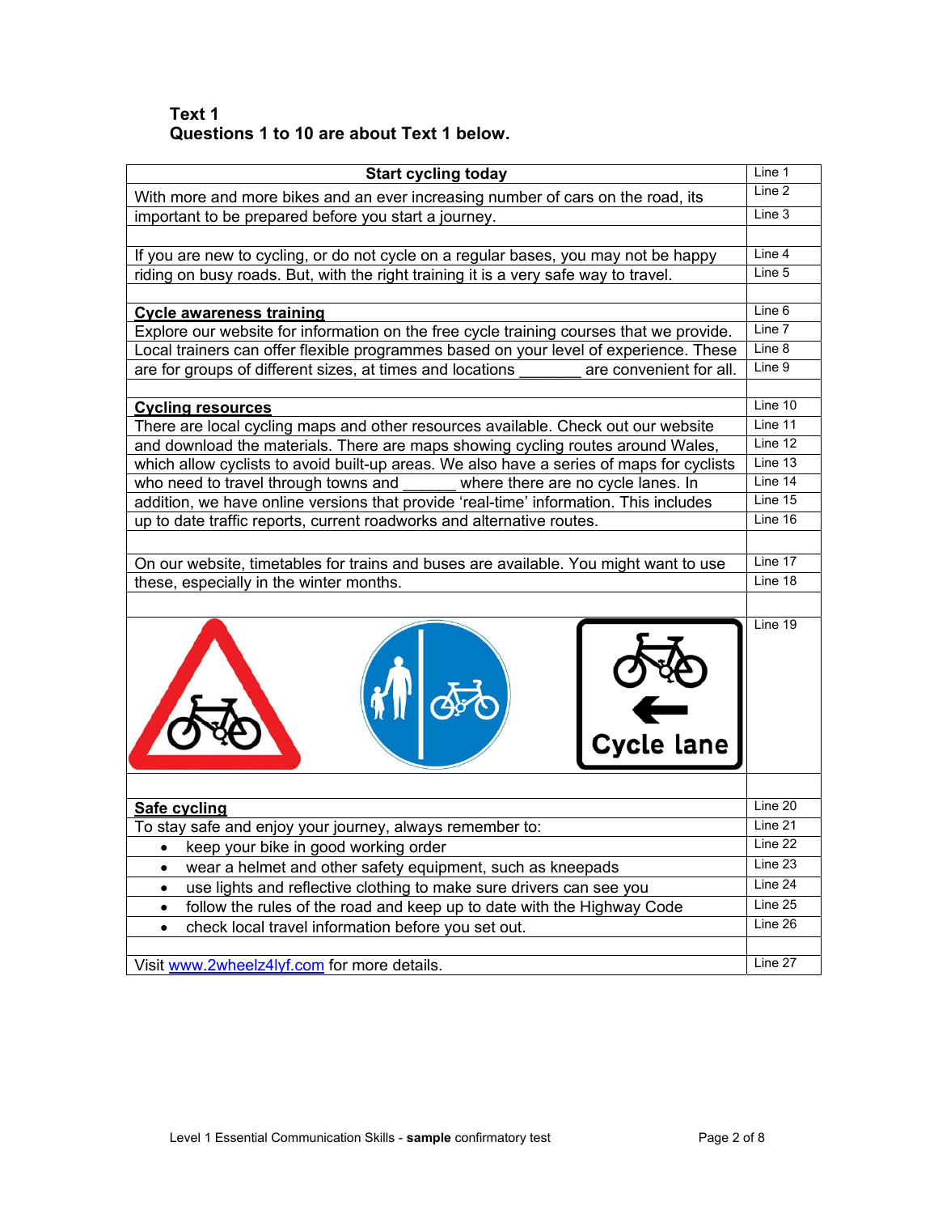**Text 1**
**Questions 1 to 10 are about Text 1 below.**

| **Start cycling today** | Line 1 |
|---|---|
| With more and more bikes and an ever increasing number of cars on the road, its | Line 2 |
| important to be prepared before you start a journey. | Line 3 |
| | |
| If you are new to cycling, or do not cycle on a regular bases, you may not be happy | Line 4 |
| riding on busy roads. But, with the right training it is a very safe way to travel. | Line 5 |
| | |
| **Cycle awareness training** | Line 6 |
| Explore our website for information on the free cycle training courses that we provide. | Line 7 |
| Local trainers can offer flexible programmes based on your level of experience. These | Line 8 |
| are for groups of different sizes, at times and locations _______ are convenient for all. | Line 9 |
| | |
| **Cycling resources** | Line 10 |
| There are local cycling maps and other resources available. Check out our website | Line 11 |
| and download the materials. There are maps showing cycling routes around Wales, | Line 12 |
| which allow cyclists to avoid built-up areas. We also have a series of maps for cyclists | Line 13 |
| who need to travel through towns and ______ where there are no cycle lanes. In | Line 14 |
| addition, we have online versions that provide 'real-time' information. This includes | Line 15 |
| up to date traffic reports, current roadworks and alternative routes. | Line 16 |
| | |
| On our website, timetables for trains and buses are available. You might want to use | Line 17 |
| these, especially in the winter months. | Line 18 |
| | |
| Cycle lane | Line 19 |
| | |
| **Safe cycling** | Line 20 |
| To stay safe and enjoy your journey, always remember to: | Line 21 |
| • keep your bike in good working order | Line 22 |
| • wear a helmet and other safety equipment, such as kneepads | Line 23 |
| • use lights and reflective clothing to make sure drivers can see you | Line 24 |
| • follow the rules of the road and keep up to date with the Highway Code | Line 25 |
| • check local travel information before you set out. | Line 26 |
| | |
| Visit www.2wheelz4lyf.com for more details. | Line 27 |

Level 1 Essential Communication Skills - **sample** confirmatory test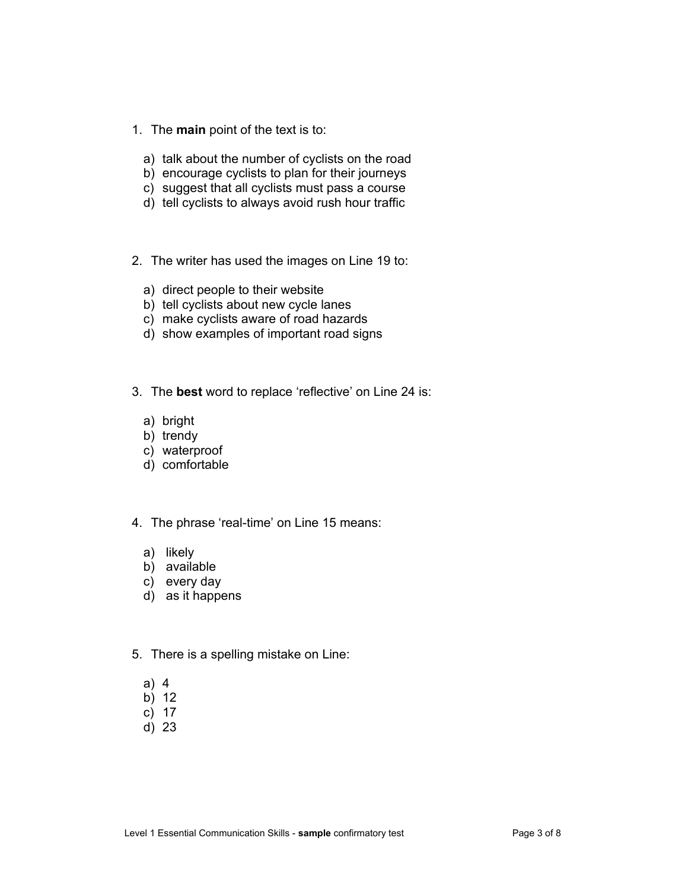1. The **main** point of the text is to:

   a) talk about the number of cyclists on the road
   b) encourage cyclists to plan for their journeys
   c) suggest that all cyclists must pass a course
   d) tell cyclists to always avoid rush hour traffic

2. The writer has used the images on Line 19 to:

   a) direct people to their website
   b) tell cyclists about new cycle lanes
   c) make cyclists aware of road hazards
   d) show examples of important road signs

3. The **best** word to replace 'reflective' on Line 24 is:

   a) bright
   b) trendy
   c) waterproof
   d) comfortable

4. The phrase 'real-time' on Line 15 means:

   a) likely
   b) available
   c) every day
   d) as it happens

5. There is a spelling mistake on Line:

   a) 4
   b) 12
   c) 17
   d) 23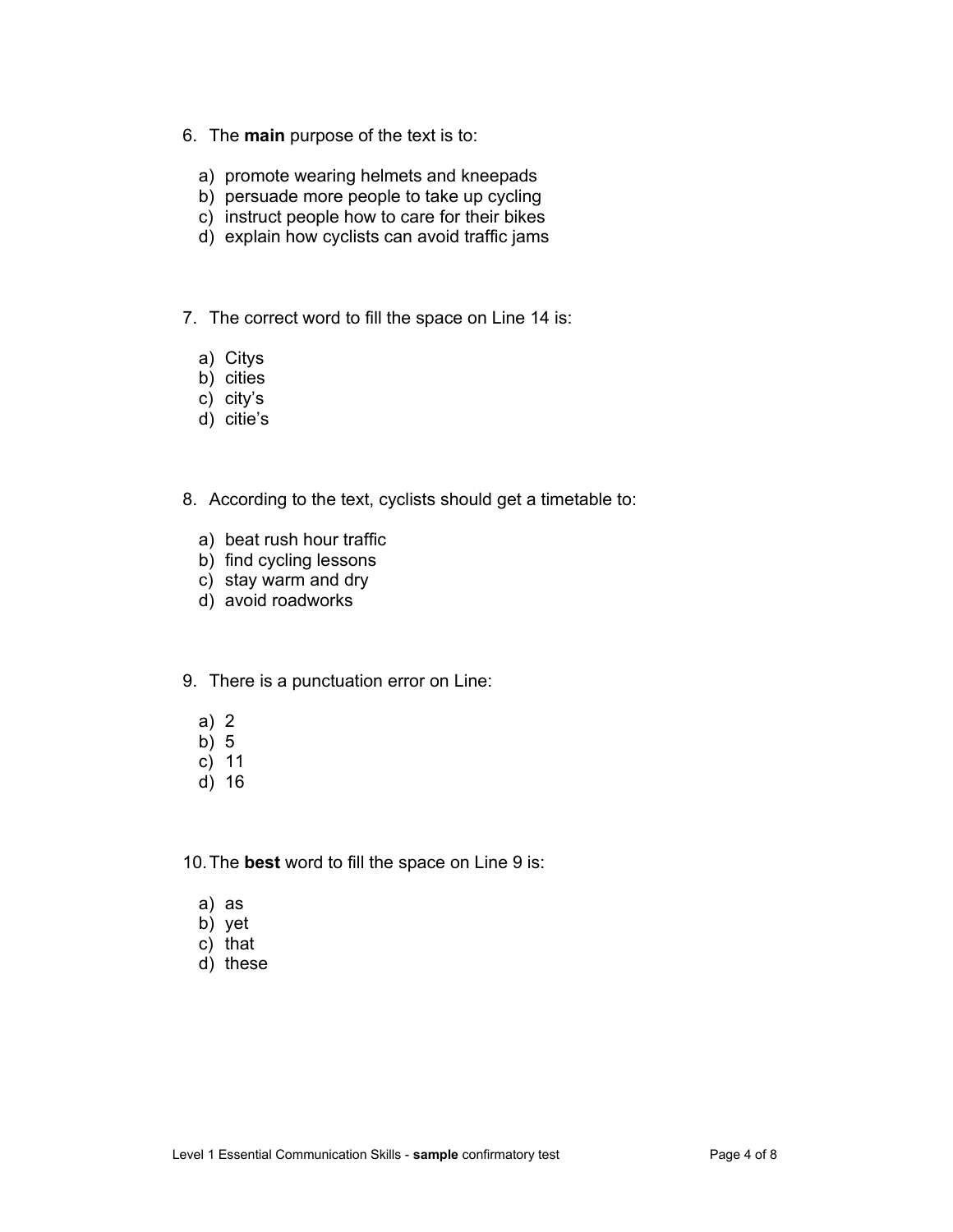6. The **main** purpose of the text is to:

   a) promote wearing helmets and kneepads
   b) persuade more people to take up cycling
   c) instruct people how to care for their bikes
   d) explain how cyclists can avoid traffic jams

7. The correct word to fill the space on Line 14 is:

   a) Citys
   b) cities
   c) city's
   d) citie's

8. According to the text, cyclists should get a timetable to:

   a) beat rush hour traffic
   b) find cycling lessons
   c) stay warm and dry
   d) avoid roadworks

9. There is a punctuation error on Line:

   a) 2
   b) 5
   c) 11
   d) 16

10. The **best** word to fill the space on Line 9 is:

    a) as
    b) yet
    c) that
    d) these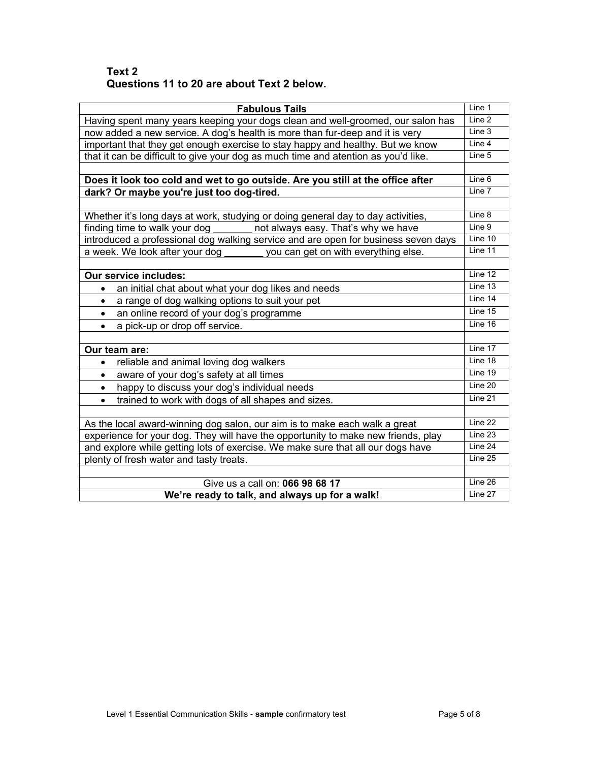**Text 2**
**Questions 11 to 20 are about Text 2 below.**

| **Fabulous Tails** | Line 1 |
|---|---|
| Having spent many years keeping your dogs clean and well-groomed, our salon has | Line 2 |
| now added a new service. A dog's health is more than fur-deep and it is very | Line 3 |
| important that they get enough exercise to stay happy and healthy. But we know | Line 4 |
| that it can be difficult to give your dog as much time and atention as you'd like. | Line 5 |
| | |
| **Does it look too cold and wet to go outside. Are you still at the office after** | Line 6 |
| **dark? Or maybe you're just too dog-tired.** | Line 7 |
| | |
| Whether it's long days at work, studying or doing general day to day activities, | Line 8 |
| finding time to walk your dog _______ not always easy. That's why we have | Line 9 |
| introduced a professional dog walking service and are open for business seven days | Line 10 |
| a week. We look after your dog **_______** you can get on with everything else. | Line 11 |
| | |
| **Our service includes:** | Line 12 |
| • an initial chat about what your dog likes and needs | Line 13 |
| • a range of dog walking options to suit your pet | Line 14 |
| • an online record of your dog's programme | Line 15 |
| • a pick-up or drop off service. | Line 16 |
| | |
| **Our team are:** | Line 17 |
| • reliable and animal loving dog walkers | Line 18 |
| • aware of your dog's safety at all times | Line 19 |
| • happy to discuss your dog's individual needs | Line 20 |
| • trained to work with dogs of all shapes and sizes. | Line 21 |
| | |
| As the local award-winning dog salon, our aim is to make each walk a great | Line 22 |
| experience for your dog. They will have the opportunity to make new friends, play | Line 23 |
| and explore while getting lots of exercise. We make sure that all our dogs have | Line 24 |
| plenty of fresh water and tasty treats. | Line 25 |
| | |
| Give us a call on: **066 98 68 17** | Line 26 |
| **We're ready to talk, and always up for a walk!** | Line 27 |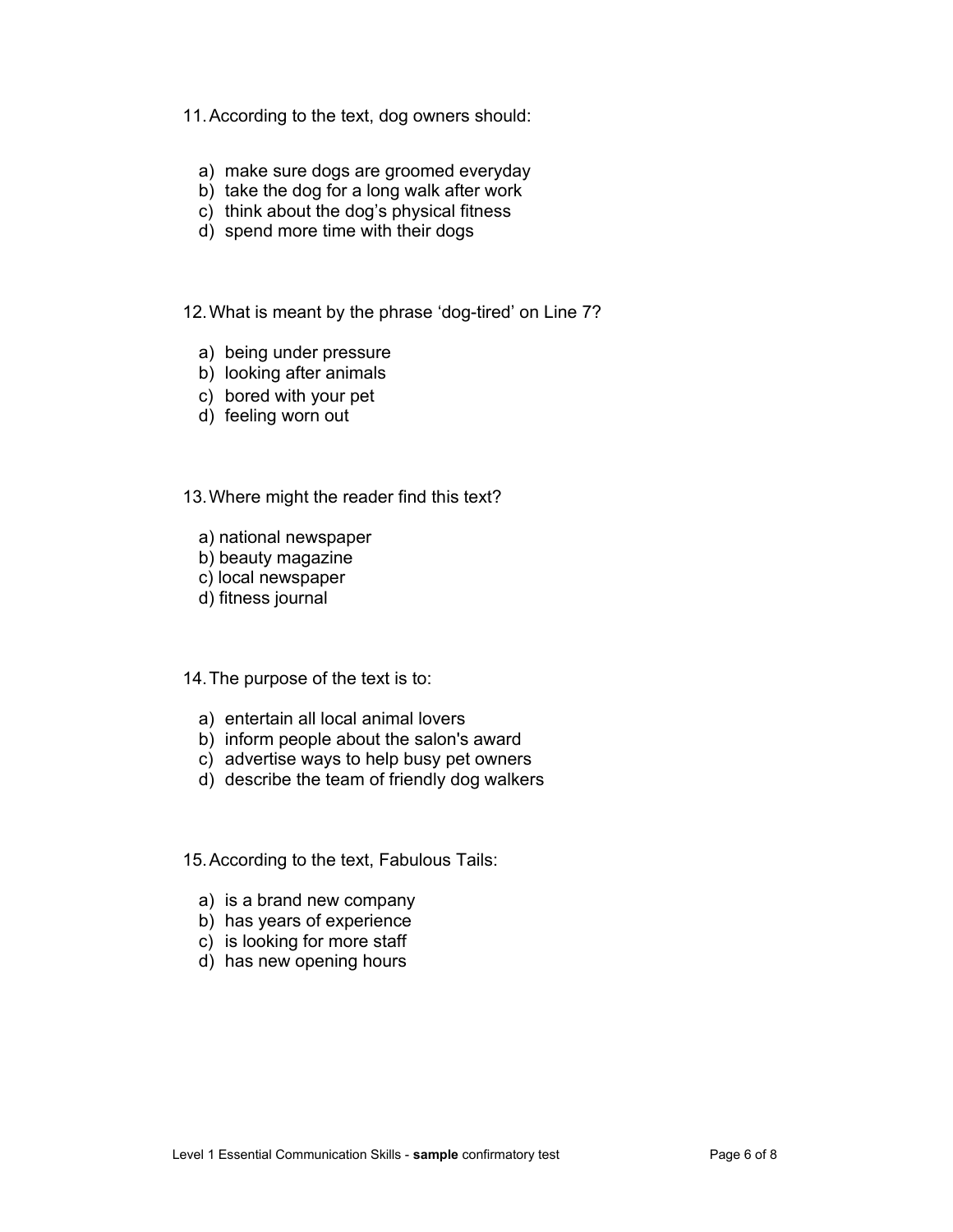11. According to the text, dog owners should:

   a) make sure dogs are groomed everyday
   b) take the dog for a long walk after work
   c) think about the dog's physical fitness
   d) spend more time with their dogs

12. What is meant by the phrase 'dog-tired' on Line 7?

   a) being under pressure
   b) looking after animals
   c) bored with your pet
   d) feeling worn out

13. Where might the reader find this text?

   a) national newspaper
   b) beauty magazine
   c) local newspaper
   d) fitness journal

14. The purpose of the text is to:

   a) entertain all local animal lovers
   b) inform people about the salon's award
   c) advertise ways to help busy pet owners
   d) describe the team of friendly dog walkers

15. According to the text, Fabulous Tails:

   a) is a brand new company
   b) has years of experience
   c) is looking for more staff
   d) has new opening hours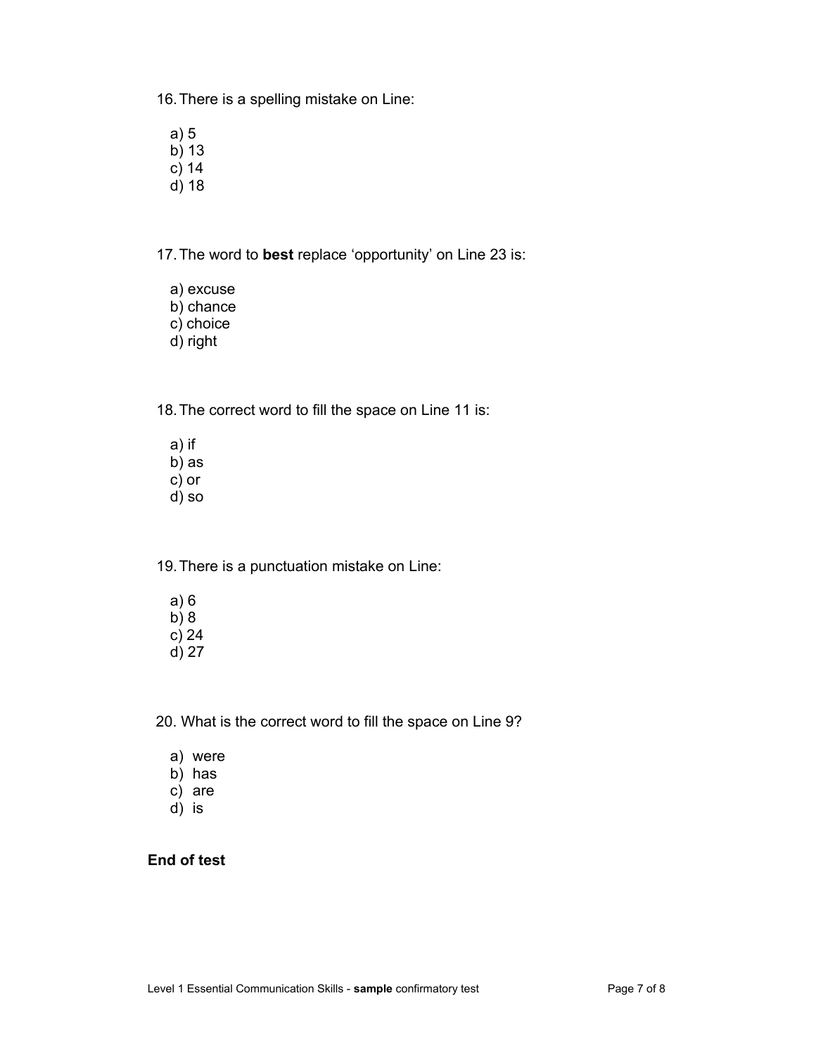16. There is a spelling mistake on Line:

    a) 5
    b) 13
    c) 14
    d) 18

17. The word to **best** replace 'opportunity' on Line 23 is:

    a) excuse
    b) chance
    c) choice
    d) right

18. The correct word to fill the space on Line 11 is:

    a) if
    b) as
    c) or
    d) so

19. There is a punctuation mistake on Line:

    a) 6
    b) 8
    c) 24
    d) 27

20. What is the correct word to fill the space on Line 9?

    a) were
    b) has
    c) are
    d) is

**End of test**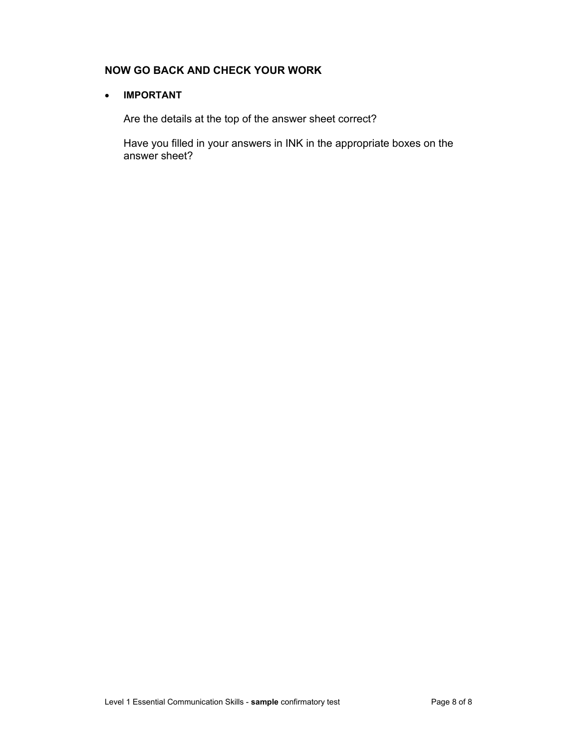**NOW GO BACK AND CHECK YOUR WORK**

- **IMPORTANT**

  Are the details at the top of the answer sheet correct?

  Have you filled in your answers in INK in the appropriate boxes on the answer sheet?